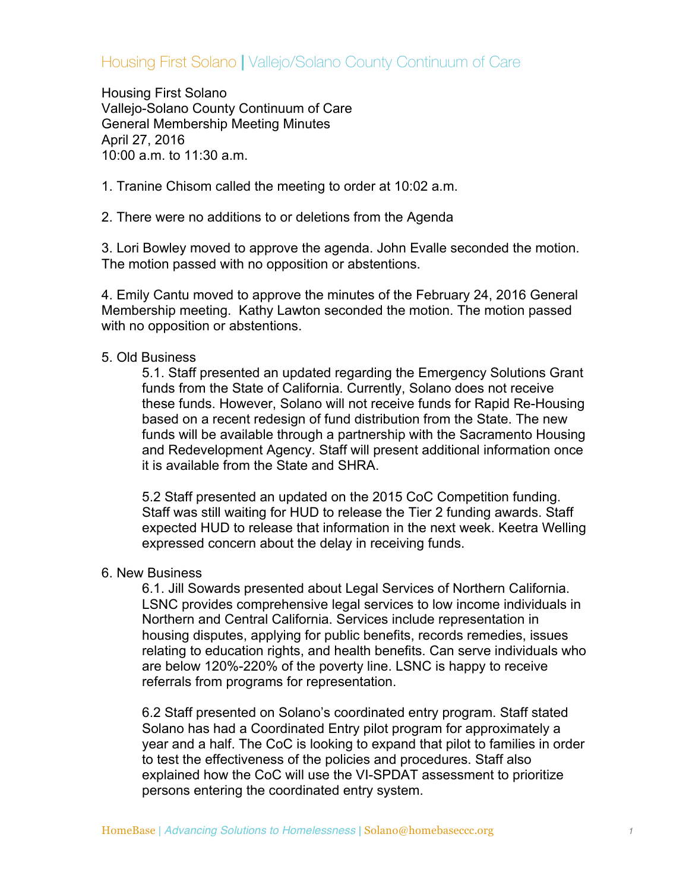# Housing First Solano | Vallejo/Solano County Continuum of Care

Housing First Solano
Vallejo-Solano County Continuum of Care
General Membership Meeting Minutes
April 27, 2016
10:00 a.m. to 11:30 a.m.

1. Tranine Chisom called the meeting to order at 10:02 a.m.

2. There were no additions to or deletions from the Agenda

3. Lori Bowley moved to approve the agenda. John Evalle seconded the motion. The motion passed with no opposition or abstentions.

4. Emily Cantu moved to approve the minutes of the February 24, 2016 General Membership meeting. Kathy Lawton seconded the motion. The motion passed with no opposition or abstentions.

5. Old Business

   5.1. Staff presented an updated regarding the Emergency Solutions Grant funds from the State of California. Currently, Solano does not receive these funds. However, Solano will not receive funds for Rapid Re-Housing based on a recent redesign of fund distribution from the State. The new funds will be available through a partnership with the Sacramento Housing and Redevelopment Agency. Staff will present additional information once it is available from the State and SHRA.

   5.2 Staff presented an updated on the 2015 CoC Competition funding. Staff was still waiting for HUD to release the Tier 2 funding awards. Staff expected HUD to release that information in the next week. Keetra Welling expressed concern about the delay in receiving funds.

6. New Business

   6.1. Jill Sowards presented about Legal Services of Northern California. LSNC provides comprehensive legal services to low income individuals in Northern and Central California. Services include representation in housing disputes, applying for public benefits, records remedies, issues relating to education rights, and health benefits. Can serve individuals who are below 120%-220% of the poverty line. LSNC is happy to receive referrals from programs for representation.

   6.2 Staff presented on Solano's coordinated entry program. Staff stated Solano has had a Coordinated Entry pilot program for approximately a year and a half. The CoC is looking to expand that pilot to families in order to test the effectiveness of the policies and procedures. Staff also explained how the CoC will use the VI-SPDAT assessment to prioritize persons entering the coordinated entry system.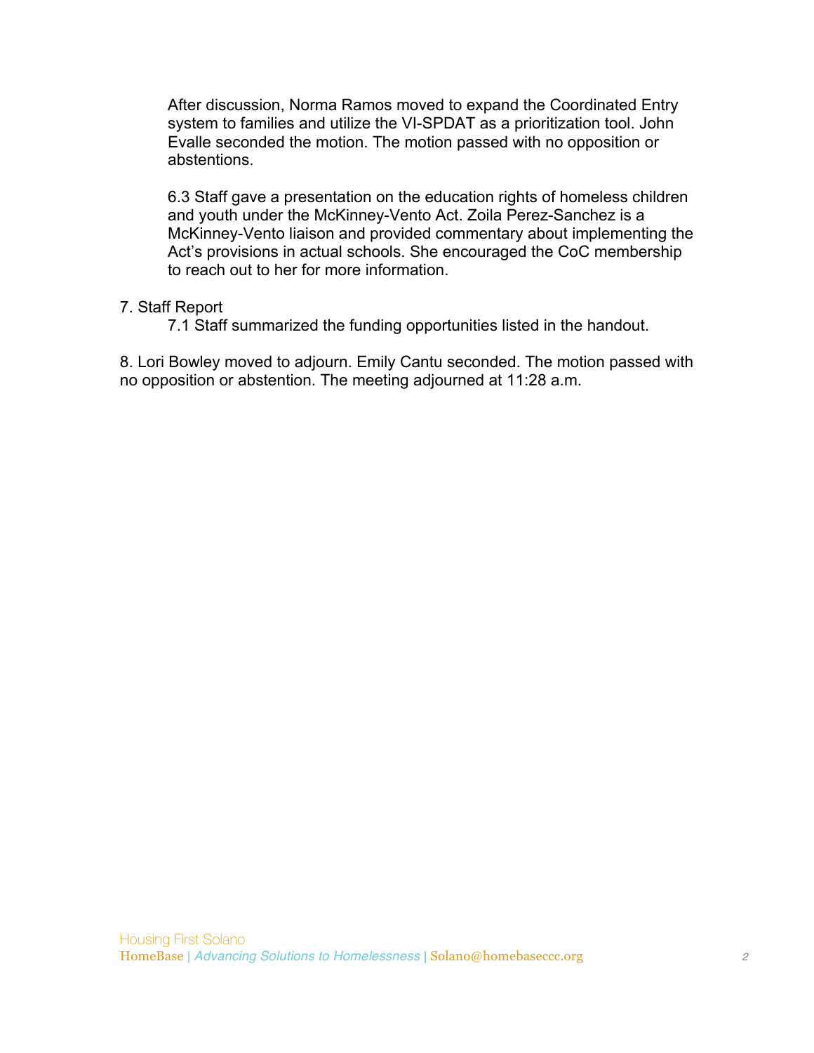After discussion, Norma Ramos moved to expand the Coordinated Entry system to families and utilize the VI-SPDAT as a prioritization tool. John Evalle seconded the motion. The motion passed with no opposition or abstentions.

6.3 Staff gave a presentation on the education rights of homeless children and youth under the McKinney-Vento Act. Zoila Perez-Sanchez is a McKinney-Vento liaison and provided commentary about implementing the Act's provisions in actual schools. She encouraged the CoC membership to reach out to her for more information.

7. Staff Report

7.1 Staff summarized the funding opportunities listed in the handout.

8. Lori Bowley moved to adjourn. Emily Cantu seconded. The motion passed with no opposition or abstention. The meeting adjourned at 11:28 a.m.